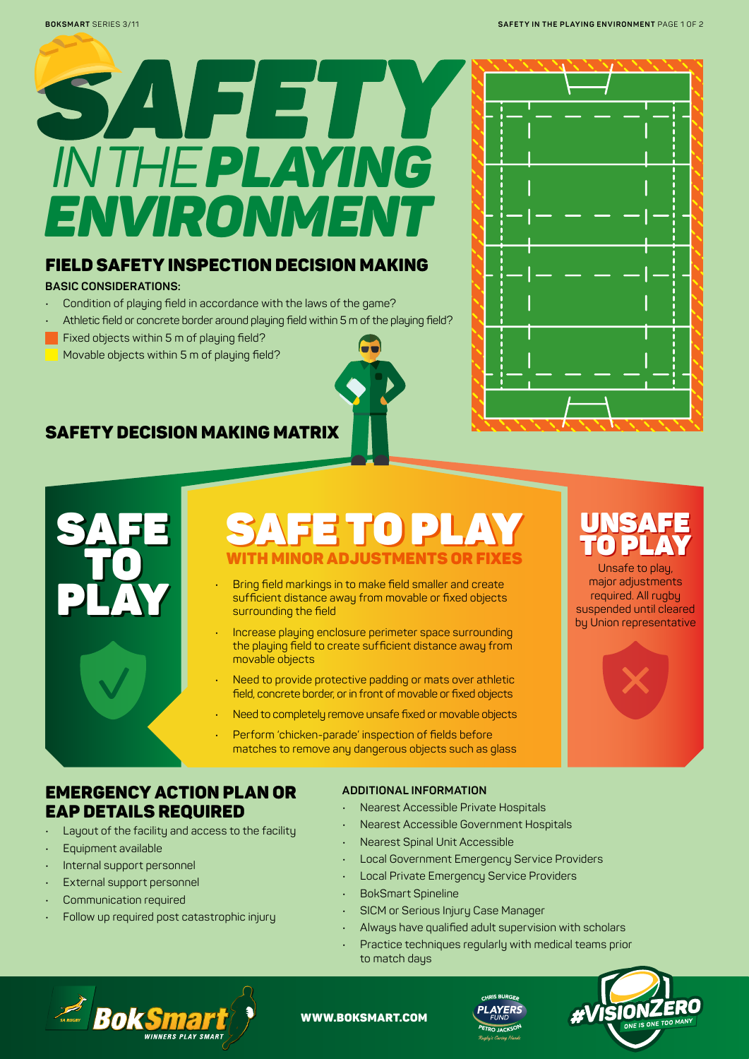# SAFETY IN THE PLAYING ENVIRONMENT

## FIELD SAFETY INSPECTION DECISION MAKING

**BASIC CONSIDERATIONS:**

- Condition of playing field in accordance with the laws of the game?
- Athletic field or concrete border around playing field within 5 m of the playing field?
- Fixed objects within 5 m of playing field?
- Movable objects within 5 m of playing field?

## SAFETY DECISION MAKING MATRIX

### SAFE TO PLAY

### SAFE TO PLAY WITH MINOR ADJUSTMENTS OR FIXES

- Bring field markings in to make field smaller and create sufficient distance away from movable or fixed objects surrounding the field
- Increase playing enclosure perimeter space surrounding the playing field to create sufficient distance away from movable objects
- Need to provide protective padding or mats over athletic field, concrete border, or in front of movable or fixed objects
- Need to completely remove unsafe fixed or movable objects
- Perform 'chicken-parade' inspection of fields before matches to remove any dangerous objects such as glass

### UNSAFE TO PLAY

Unsafe to play, major adjustments required. All rugby suspended until cleared by Union representative

## EMERGENCY ACTION PLAN OR EAP DETAILS REQUIRED

- Layout of the facility and access to the facility
- Equipment available
- Internal support personnel
- External support personnel
- Communication required
- Follow up required post catastrophic injury

**ADDITIONAL INFORMATION**

- Nearest Accessible Private Hospitals
- Nearest Accessible Government Hospitals
- Nearest Spinal Unit Accessible
- Local Government Emergency Service Providers
- Local Private Emergency Service Providers
- BokSmart Spineline
- SICM or Serious Injury Case Manager
- Always have qualified adult supervision with scholars
- Practice techniques regularly with medical teams prior to match days

WWW.BOKSMART.COM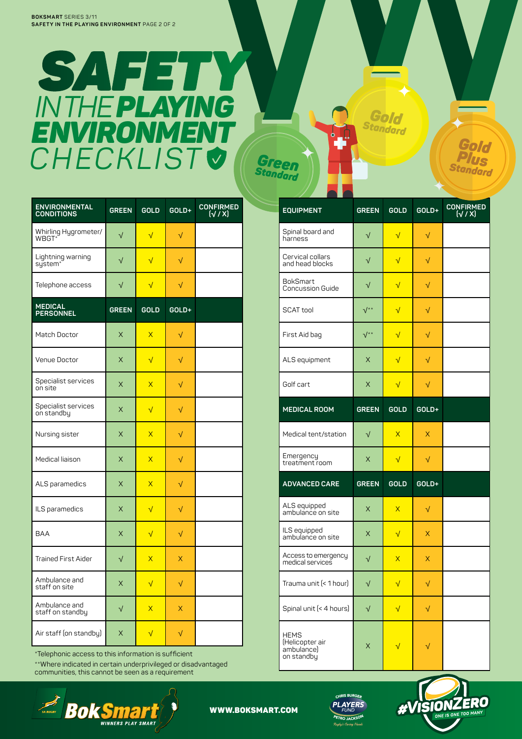# SAFETY IN THE PLAYING ENVIRONMENT CHECKLIST

| ENVIRONMENTAL CONDITIONS | GREEN | GOLD | GOLD+ | CONFIRMED (√ / X) |
|---|---|---|---|---|
| Whirling Hygrometer/ WBGT* | √ | √ | √ | |
| Lightning warning system* | √ | √ | √ | |
| Telephone access | √ | √ | √ | |
| **MEDICAL PERSONNEL** | **GREEN** | **GOLD** | **GOLD+** | |
| Match Doctor | X | X | √ | |
| Venue Doctor | X | √ | √ | |
| Specialist services on site | X | X | √ | |
| Specialist services on standby | X | √ | √ | |
| Nursing sister | X | X | √ | |
| Medical liaison | X | X | √ | |
| ALS paramedics | X | X | √ | |
| ILS paramedics | X | √ | √ | |
| BAA | X | √ | √ | |
| Trained First Aider | √ | X | X | |
| Ambulance and staff on site | X | √ | √ | |
| Ambulance and staff on standby | √ | X | X | |
| Air staff (on standby) | X | √ | √ | |

*Telephonic access to this information is sufficient

**Where indicated in certain underprivileged or disadvantaged communities, this cannot be seen as a requirement

| EQUIPMENT | GREEN | GOLD | GOLD+ | CONFIRMED (√ / X) |
|---|---|---|---|---|
| Spinal board and harness | √ | √ | √ | |
| Cervical collars and head blocks | √ | √ | √ | |
| BokSmart Concussion Guide | √ | √ | √ | |
| SCAT tool | √** | √ | √ | |
| First Aid bag | √** | √ | √ | |
| ALS equipment | X | √ | √ | |
| Golf cart | X | √ | √ | |
| **MEDICAL ROOM** | **GREEN** | **GOLD** | **GOLD+** | |
| Medical tent/station | √ | X | X | |
| Emergency treatment room | X | √ | √ | |
| **ADVANCED CARE** | **GREEN** | **GOLD** | **GOLD+** | |
| ALS equipped ambulance on site | X | X | √ | |
| ILS equipped ambulance on site | X | √ | X | |
| Access to emergency medical services | √ | X | X | |
| Trauma unit (< 1 hour) | √ | √ | √ | |
| Spinal unit (< 4 hours) | √ | √ | √ | |
| HEMS (Helicopter air ambulance) on standby | X | √ | √ | |

WWW.BOKSMART.COM